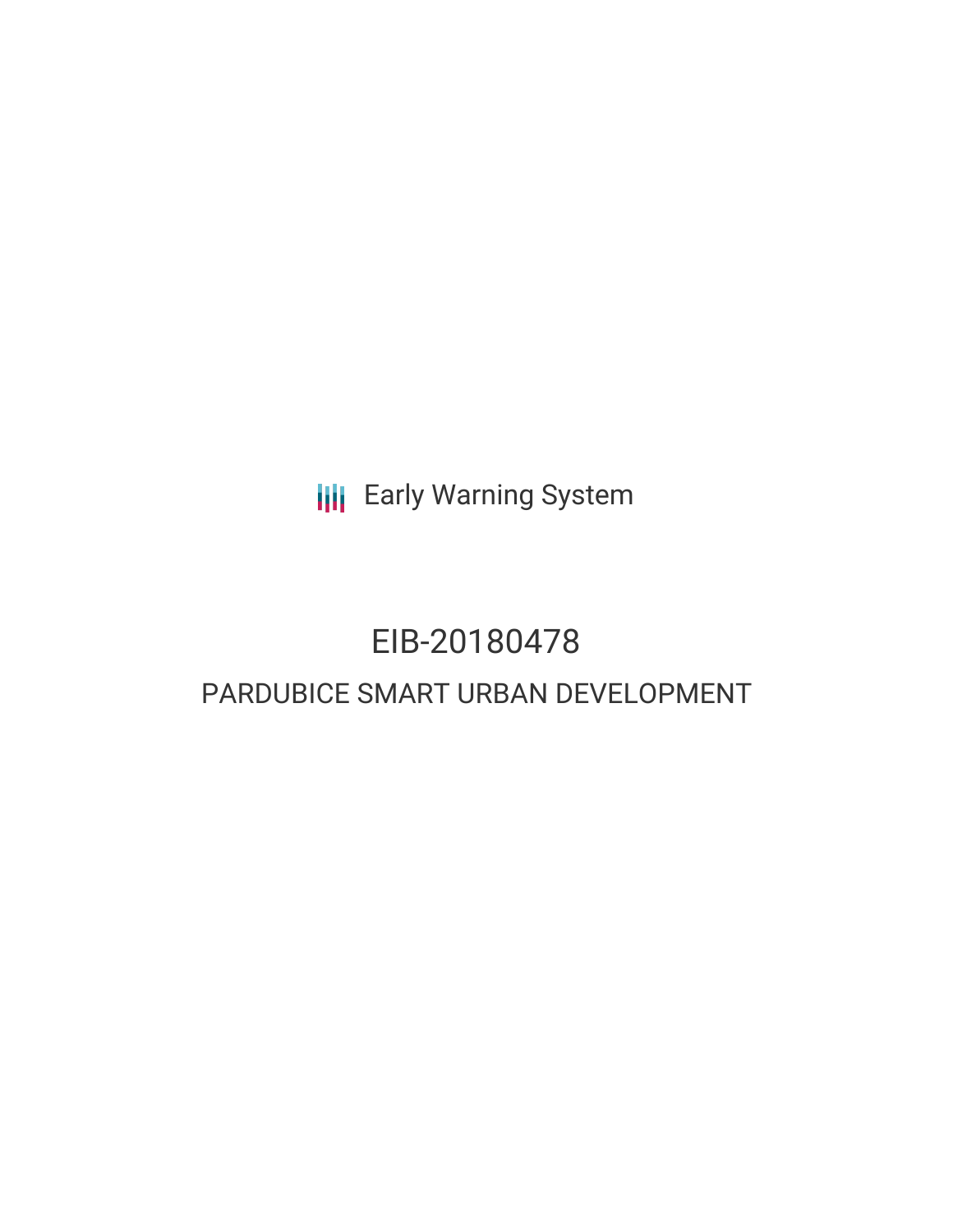Early Warning System

# EIB-20180478

## PARDUBICE SMART URBAN DEVELOPMENT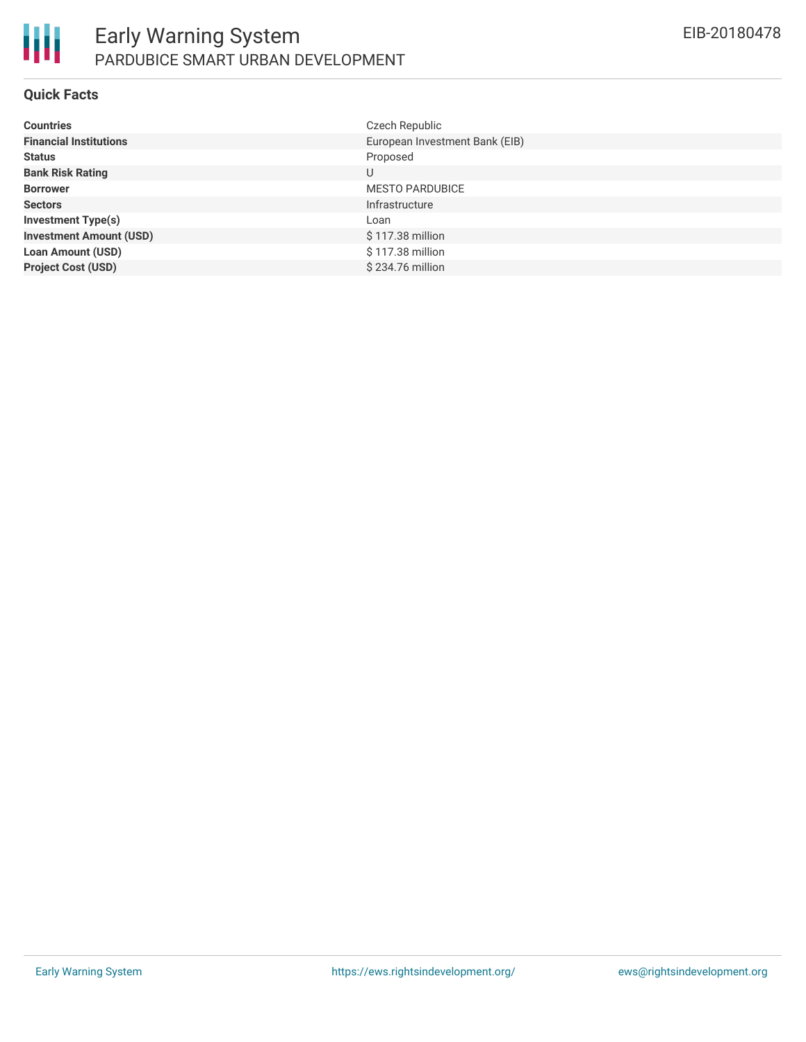# Early Warning System

## PARDUBICE SMART URBAN DEVELOPMENT

EIB-20180478

### Quick Facts

| | |
|---|---|
| **Countries** | Czech Republic |
| **Financial Institutions** | European Investment Bank (EIB) |
| **Status** | Proposed |
| **Bank Risk Rating** | U |
| **Borrower** | MESTO PARDUBICE |
| **Sectors** | Infrastructure |
| **Investment Type(s)** | Loan |
| **Investment Amount (USD)** | $ 117.38 million |
| **Loan Amount (USD)** | $ 117.38 million |
| **Project Cost (USD)** | $ 234.76 million |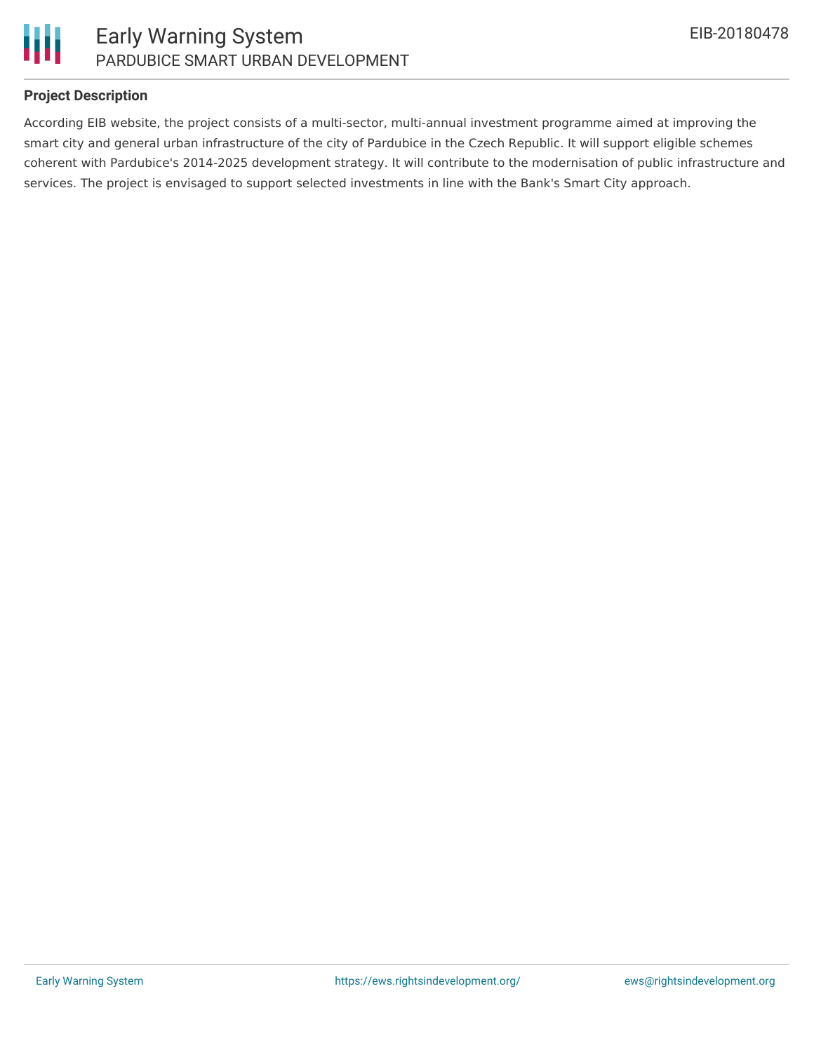## Project Description

According EIB website, the project consists of a multi-sector, multi-annual investment programme aimed at improving the smart city and general urban infrastructure of the city of Pardubice in the Czech Republic. It will support eligible schemes coherent with Pardubice's 2014-2025 development strategy. It will contribute to the modernisation of public infrastructure and services. The project is envisaged to support selected investments in line with the Bank's Smart City approach.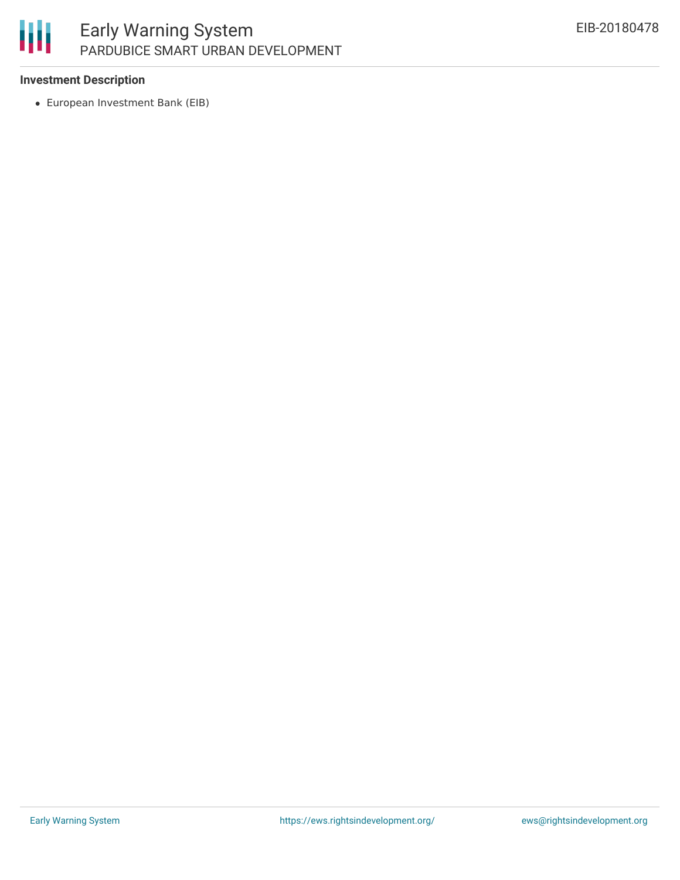### Investment Description

- European Investment Bank (EIB)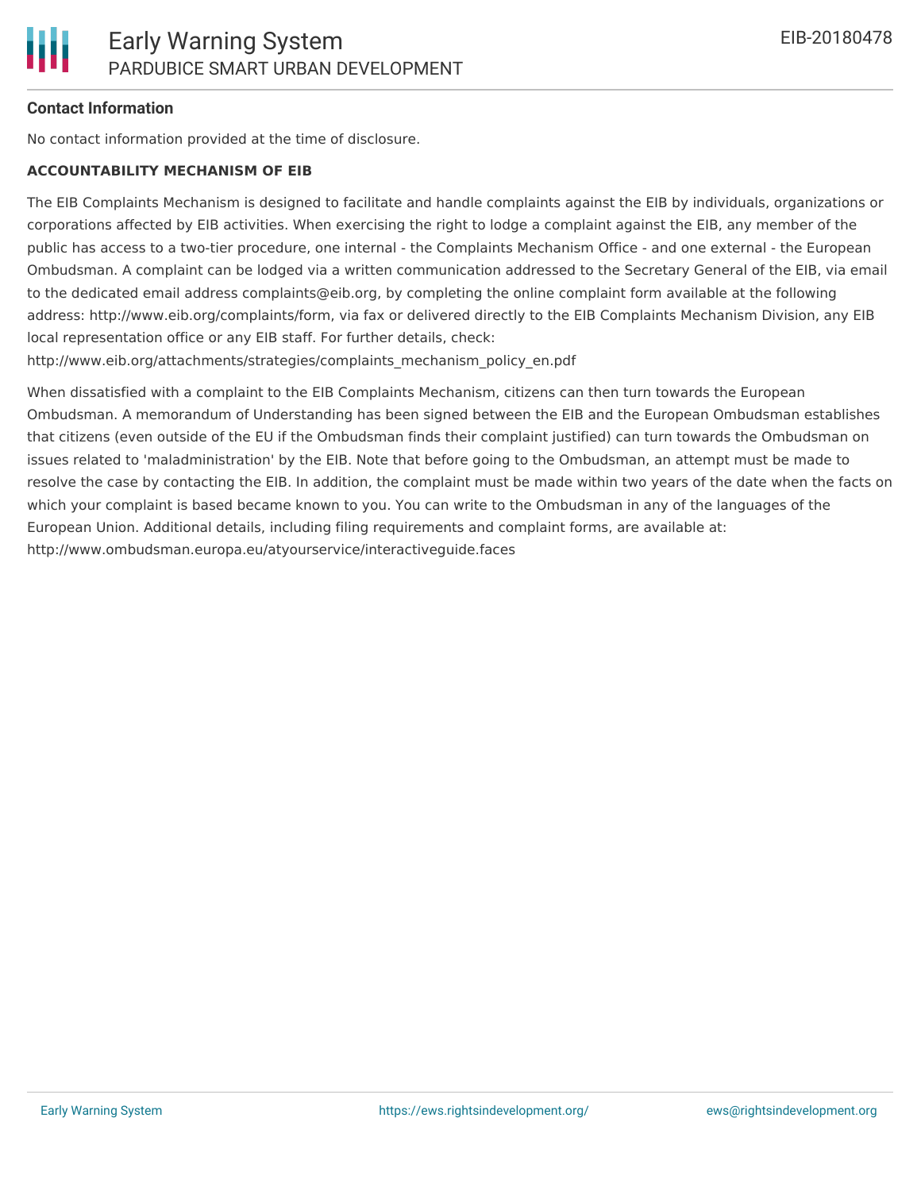## Contact Information

No contact information provided at the time of disclosure.

### ACCOUNTABILITY MECHANISM OF EIB

The EIB Complaints Mechanism is designed to facilitate and handle complaints against the EIB by individuals, organizations or corporations affected by EIB activities. When exercising the right to lodge a complaint against the EIB, any member of the public has access to a two-tier procedure, one internal - the Complaints Mechanism Office - and one external - the European Ombudsman. A complaint can be lodged via a written communication addressed to the Secretary General of the EIB, via email to the dedicated email address complaints@eib.org, by completing the online complaint form available at the following address: http://www.eib.org/complaints/form, via fax or delivered directly to the EIB Complaints Mechanism Division, any EIB local representation office or any EIB staff. For further details, check: http://www.eib.org/attachments/strategies/complaints_mechanism_policy_en.pdf

When dissatisfied with a complaint to the EIB Complaints Mechanism, citizens can then turn towards the European Ombudsman. A memorandum of Understanding has been signed between the EIB and the European Ombudsman establishes that citizens (even outside of the EU if the Ombudsman finds their complaint justified) can turn towards the Ombudsman on issues related to 'maladministration' by the EIB. Note that before going to the Ombudsman, an attempt must be made to resolve the case by contacting the EIB. In addition, the complaint must be made within two years of the date when the facts on which your complaint is based became known to you. You can write to the Ombudsman in any of the languages of the European Union. Additional details, including filing requirements and complaint forms, are available at: http://www.ombudsman.europa.eu/atyourservice/interactiveguide.faces